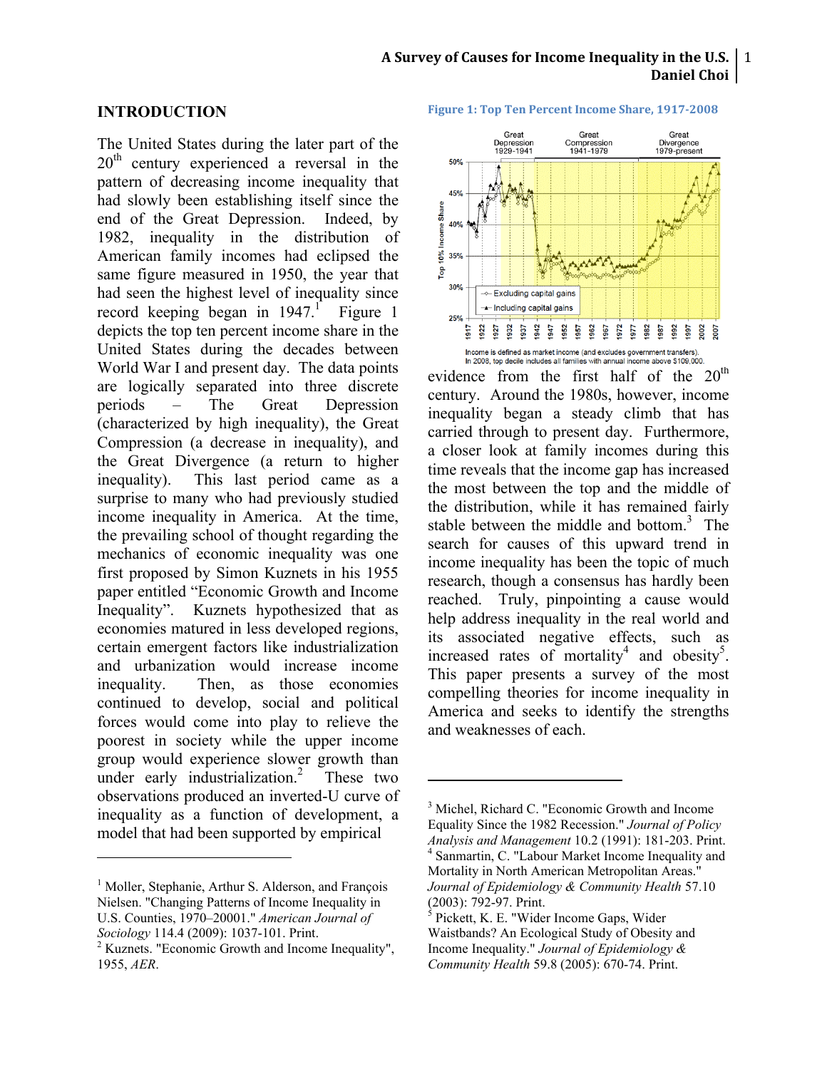## INTRODUCTION

The United States during the later part of the 20th century experienced a reversal in the pattern of decreasing income inequality that had slowly been establishing itself since the end of the Great Depression. Indeed, by 1982, inequality in the distribution of American family incomes had eclipsed the same figure measured in 1950, the year that had seen the highest level of inequality since record keeping began in 1947.[1] Figure 1 depicts the top ten percent income share in the United States during the decades between World War I and present day. The data points are logically separated into three discrete periods – The Great Depression (characterized by high inequality), the Great Compression (a decrease in inequality), and the Great Divergence (a return to higher inequality). This last period came as a surprise to many who had previously studied income inequality in America. At the time, the prevailing school of thought regarding the mechanics of economic inequality was one first proposed by Simon Kuznets in his 1955 paper entitled "Economic Growth and Income Inequality". Kuznets hypothesized that as economies matured in less developed regions, certain emergent factors like industrialization and urbanization would increase income inequality. Then, as those economies continued to develop, social and political forces would come into play to relieve the poorest in society while the upper income group would experience slower growth than under early industrialization.[2] These two observations produced an inverted-U curve of inequality as a function of development, a model that had been supported by empirical evidence from the first half of the 20th century. Around the 1980s, however, income inequality began a steady climb that has carried through to present day. Furthermore, a closer look at family incomes during this time reveals that the income gap has increased the most between the top and the middle of the distribution, while it has remained fairly stable between the middle and bottom.[3] The search for causes of this upward trend in income inequality has been the topic of much research, though a consensus has hardly been reached. Truly, pinpointing a cause would help address inequality in the real world and its associated negative effects, such as increased rates of mortality[4] and obesity[5]. This paper presents a survey of the most compelling theories for income inequality in America and seeks to identify the strengths and weaknesses of each.

**Figure 1: Top Ten Percent Income Share, 1917-2008**

Great Depression 1929-1941 | Great Compression 1941-1979 | Great Divergence 1979-present

Top 10% Income Share (25%–50%), 1917–2007

- Excluding capital gains
- Including capital gains

Income is defined as market income (and excludes government transfers).
In 2008, top decile includes all families with annual income above $109,000.

---

[1] Moller, Stephanie, Arthur S. Alderson, and François Nielsen. "Changing Patterns of Income Inequality in U.S. Counties, 1970–20001." *American Journal of Sociology* 114.4 (2009): 1037-101. Print.

[2] Kuznets. "Economic Growth and Income Inequality", 1955, *AER*.

[3] Michel, Richard C. "Economic Growth and Income Equality Since the 1982 Recession." *Journal of Policy Analysis and Management* 10.2 (1991): 181-203. Print.

[4] Sanmartin, C. "Labour Market Income Inequality and Mortality in North American Metropolitan Areas." *Journal of Epidemiology & Community Health* 57.10 (2003): 792-97. Print.

[5] Pickett, K. E. "Wider Income Gaps, Wider Waistbands? An Ecological Study of Obesity and Income Inequality." *Journal of Epidemiology & Community Health* 59.8 (2005): 670-74. Print.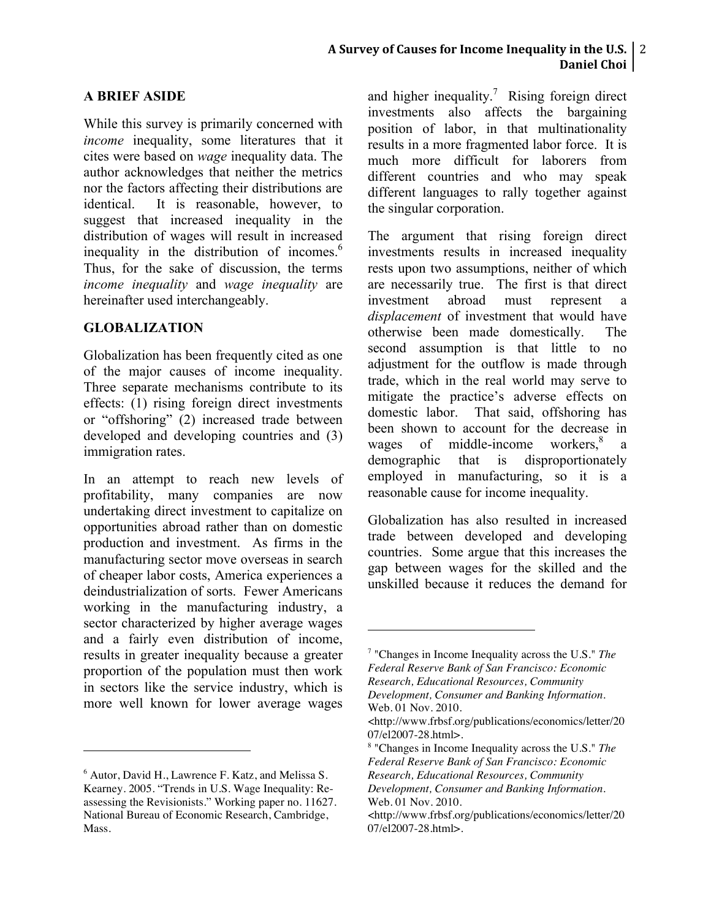## A BRIEF ASIDE

While this survey is primarily concerned with *income* inequality, some literatures that it cites were based on *wage* inequality data. The author acknowledges that neither the metrics nor the factors affecting their distributions are identical. It is reasonable, however, to suggest that increased inequality in the distribution of wages will result in increased inequality in the distribution of incomes.[6] Thus, for the sake of discussion, the terms *income inequality* and *wage inequality* are hereinafter used interchangeably.

## GLOBALIZATION

Globalization has been frequently cited as one of the major causes of income inequality. Three separate mechanisms contribute to its effects: (1) rising foreign direct investments or "offshoring" (2) increased trade between developed and developing countries and (3) immigration rates.

In an attempt to reach new levels of profitability, many companies are now undertaking direct investment to capitalize on opportunities abroad rather than on domestic production and investment. As firms in the manufacturing sector move overseas in search of cheaper labor costs, America experiences a deindustrialization of sorts. Fewer Americans working in the manufacturing industry, a sector characterized by higher average wages and a fairly even distribution of income, results in greater inequality because a greater proportion of the population must then work in sectors like the service industry, which is more well known for lower average wages and higher inequality.[7] Rising foreign direct investments also affects the bargaining position of labor, in that multinationality results in a more fragmented labor force. It is much more difficult for laborers from different countries and who may speak different languages to rally together against the singular corporation.

The argument that rising foreign direct investments results in increased inequality rests upon two assumptions, neither of which are necessarily true. The first is that direct investment abroad must represent a *displacement* of investment that would have otherwise been made domestically. The second assumption is that little to no adjustment for the outflow is made through trade, which in the real world may serve to mitigate the practice's adverse effects on domestic labor. That said, offshoring has been shown to account for the decrease in wages of middle-income workers,[8] a demographic that is disproportionately employed in manufacturing, so it is a reasonable cause for income inequality.

Globalization has also resulted in increased trade between developed and developing countries. Some argue that this increases the gap between wages for the skilled and the unskilled because it reduces the demand for

---

[6] Autor, David H., Lawrence F. Katz, and Melissa S. Kearney. 2005. "Trends in U.S. Wage Inequality: Re-assessing the Revisionists." Working paper no. 11627. National Bureau of Economic Research, Cambridge, Mass.

[7] "Changes in Income Inequality across the U.S." *The Federal Reserve Bank of San Francisco: Economic Research, Educational Resources, Community Development, Consumer and Banking Information*. Web. 01 Nov. 2010. <http://www.frbsf.org/publications/economics/letter/2007/el2007-28.html>.

[8] "Changes in Income Inequality across the U.S." *The Federal Reserve Bank of San Francisco: Economic Research, Educational Resources, Community Development, Consumer and Banking Information*. Web. 01 Nov. 2010. <http://www.frbsf.org/publications/economics/letter/2007/el2007-28.html>.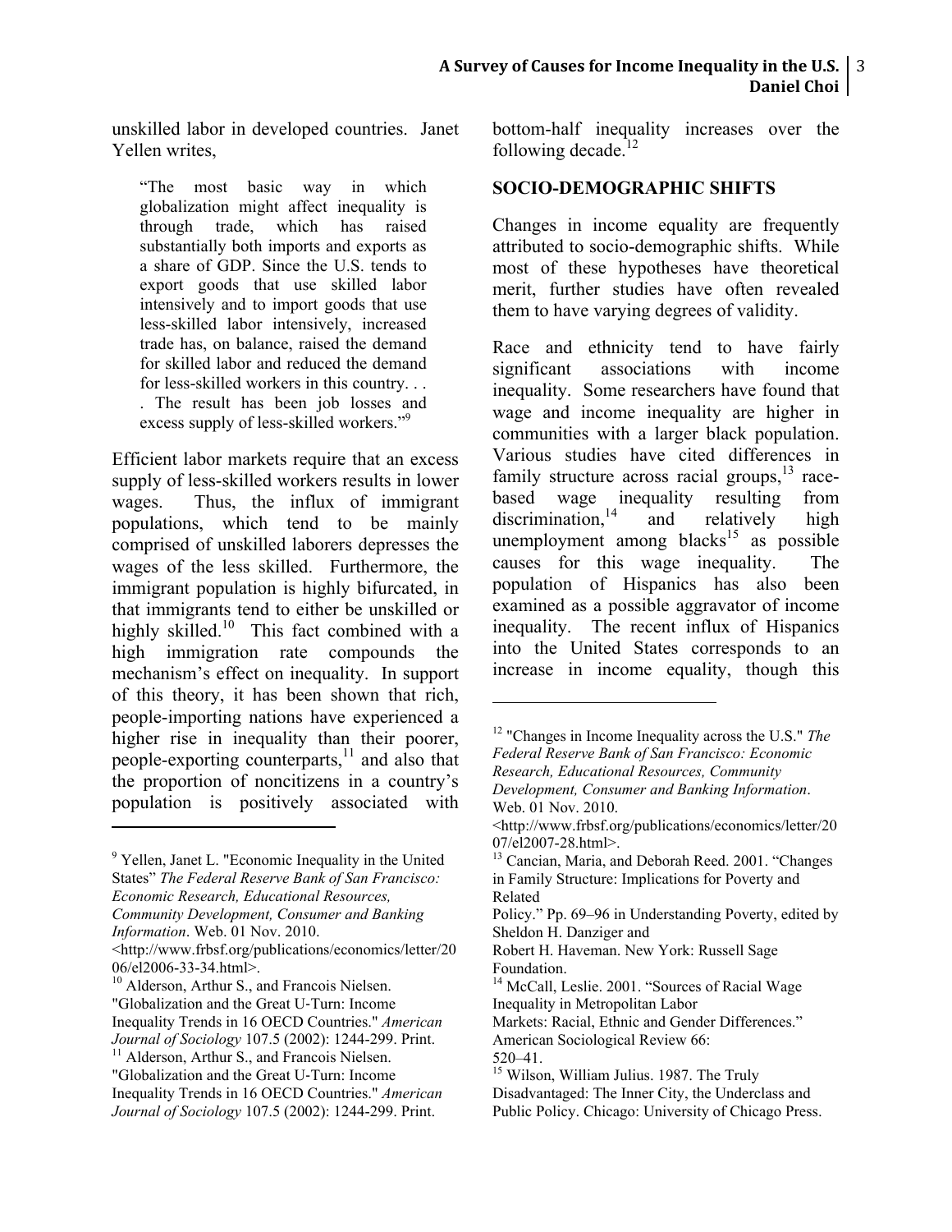unskilled labor in developed countries. Janet Yellen writes,

> "The most basic way in which globalization might affect inequality is through trade, which has raised substantially both imports and exports as a share of GDP. Since the U.S. tends to export goods that use skilled labor intensively and to import goods that use less-skilled labor intensively, increased trade has, on balance, raised the demand for skilled labor and reduced the demand for less-skilled workers in this country. . . . The result has been job losses and excess supply of less-skilled workers."[9]

Efficient labor markets require that an excess supply of less-skilled workers results in lower wages. Thus, the influx of immigrant populations, which tend to be mainly comprised of unskilled laborers depresses the wages of the less skilled. Furthermore, the immigrant population is highly bifurcated, in that immigrants tend to either be unskilled or highly skilled.[10] This fact combined with a high immigration rate compounds the mechanism's effect on inequality. In support of this theory, it has been shown that rich, people-importing nations have experienced a higher rise in inequality than their poorer, people-exporting counterparts,[11] and also that the proportion of noncitizens in a country's population is positively associated with bottom-half inequality increases over the following decade.[12]

## SOCIO-DEMOGRAPHIC SHIFTS

Changes in income equality are frequently attributed to socio-demographic shifts. While most of these hypotheses have theoretical merit, further studies have often revealed them to have varying degrees of validity.

Race and ethnicity tend to have fairly significant associations with income inequality. Some researchers have found that wage and income inequality are higher in communities with a larger black population. Various studies have cited differences in family structure across racial groups,[13] race-based wage inequality resulting from discrimination,[14] and relatively high unemployment among blacks[15] as possible causes for this wage inequality. The population of Hispanics has also been examined as a possible aggravator of income inequality. The recent influx of Hispanics into the United States corresponds to an increase in income equality, though this

---

[9] Yellen, Janet L. "Economic Inequality in the United States" *The Federal Reserve Bank of San Francisco: Economic Research, Educational Resources, Community Development, Consumer and Banking Information*. Web. 01 Nov. 2010. <http://www.frbsf.org/publications/economics/letter/2006/el2006-33-34.html>.

[10] Alderson, Arthur S., and Francois Nielsen. "Globalization and the Great U-Turn: Income Inequality Trends in 16 OECD Countries." *American Journal of Sociology* 107.5 (2002): 1244-299. Print.

[11] Alderson, Arthur S., and Francois Nielsen. "Globalization and the Great U-Turn: Income Inequality Trends in 16 OECD Countries." *American Journal of Sociology* 107.5 (2002): 1244-299. Print.

[12] "Changes in Income Inequality across the U.S." *The Federal Reserve Bank of San Francisco: Economic Research, Educational Resources, Community Development, Consumer and Banking Information*. Web. 01 Nov. 2010. <http://www.frbsf.org/publications/economics/letter/2007/el2007-28.html>.

[13] Cancian, Maria, and Deborah Reed. 2001. "Changes in Family Structure: Implications for Poverty and Related Policy." Pp. 69–96 in Understanding Poverty, edited by Sheldon H. Danziger and Robert H. Haveman. New York: Russell Sage Foundation.

[14] McCall, Leslie. 2001. "Sources of Racial Wage Inequality in Metropolitan Labor Markets: Racial, Ethnic and Gender Differences." American Sociological Review 66: 520–41.

[15] Wilson, William Julius. 1987. The Truly Disadvantaged: The Inner City, the Underclass and Public Policy. Chicago: University of Chicago Press.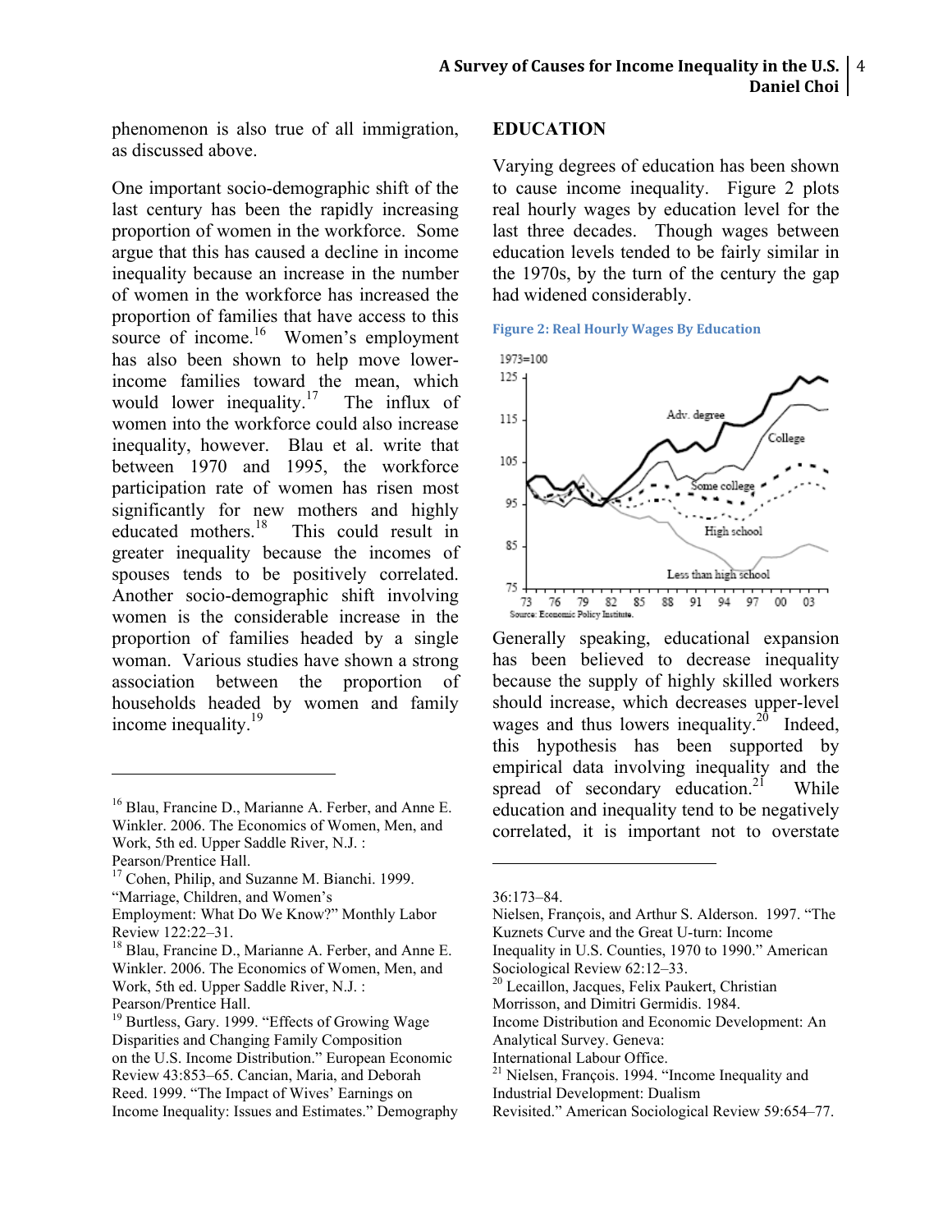phenomenon is also true of all immigration, as discussed above.

One important socio-demographic shift of the last century has been the rapidly increasing proportion of women in the workforce. Some argue that this has caused a decline in income inequality because an increase in the number of women in the workforce has increased the proportion of families that have access to this source of income.[16] Women's employment has also been shown to help move lower-income families toward the mean, which would lower inequality.[17] The influx of women into the workforce could also increase inequality, however. Blau et al. write that between 1970 and 1995, the workforce participation rate of women has risen most significantly for new mothers and highly educated mothers.[18] This could result in greater inequality because the incomes of spouses tends to be positively correlated. Another socio-demographic shift involving women is the considerable increase in the proportion of families headed by a single woman. Various studies have shown a strong association between the proportion of households headed by women and family income inequality.[19]

## EDUCATION

Varying degrees of education has been shown to cause income inequality. Figure 2 plots real hourly wages by education level for the last three decades. Though wages between education levels tended to be fairly similar in the 1970s, by the turn of the century the gap had widened considerably.

**Figure 2: Real Hourly Wages By Education**

Generally speaking, educational expansion has been believed to decrease inequality because the supply of highly skilled workers should increase, which decreases upper-level wages and thus lowers inequality.[20] Indeed, this hypothesis has been supported by empirical data involving inequality and the spread of secondary education.[21] While education and inequality tend to be negatively correlated, it is important not to overstate

---

[16] Blau, Francine D., Marianne A. Ferber, and Anne E. Winkler. 2006. The Economics of Women, Men, and Work, 5th ed. Upper Saddle River, N.J. : Pearson/Prentice Hall.

[17] Cohen, Philip, and Suzanne M. Bianchi. 1999. "Marriage, Children, and Women's Employment: What Do We Know?" Monthly Labor Review 122:22–31.

[18] Blau, Francine D., Marianne A. Ferber, and Anne E. Winkler. 2006. The Economics of Women, Men, and Work, 5th ed. Upper Saddle River, N.J. : Pearson/Prentice Hall.

[19] Burtless, Gary. 1999. "Effects of Growing Wage Disparities and Changing Family Composition on the U.S. Income Distribution." European Economic Review 43:853–65. Cancian, Maria, and Deborah Reed. 1999. "The Impact of Wives' Earnings on Income Inequality: Issues and Estimates." Demography 36:173–84.
Nielsen, François, and Arthur S. Alderson. 1997. "The Kuznets Curve and the Great U-turn: Income Inequality in U.S. Counties, 1970 to 1990." American Sociological Review 62:12–33.

[20] Lecaillon, Jacques, Felix Paukert, Christian Morrisson, and Dimitri Germidis. 1984. Income Distribution and Economic Development: An Analytical Survey. Geneva: International Labour Office.

[21] Nielsen, François. 1994. "Income Inequality and Industrial Development: Dualism Revisited." American Sociological Review 59:654–77.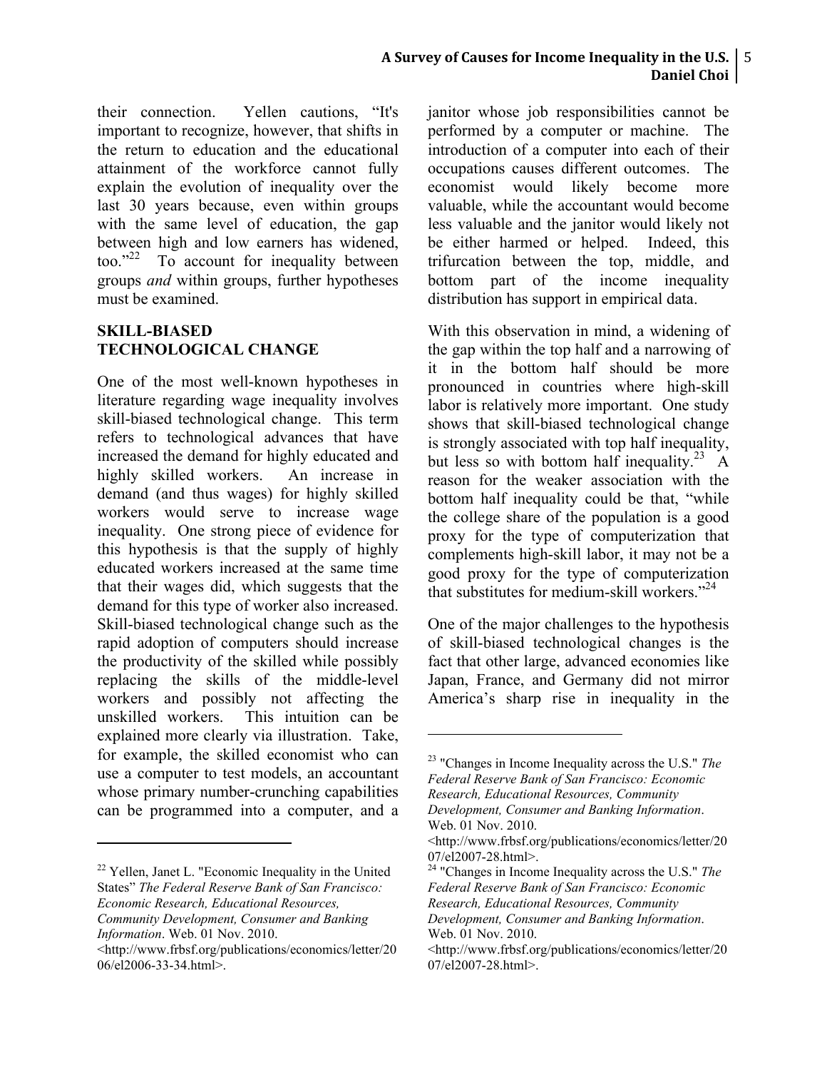their connection. Yellen cautions, "It's important to recognize, however, that shifts in the return to education and the educational attainment of the workforce cannot fully explain the evolution of inequality over the last 30 years because, even within groups with the same level of education, the gap between high and low earners has widened, too."[22] To account for inequality between groups *and* within groups, further hypotheses must be examined.

## SKILL-BIASED TECHNOLOGICAL CHANGE

One of the most well-known hypotheses in literature regarding wage inequality involves skill-biased technological change. This term refers to technological advances that have increased the demand for highly educated and highly skilled workers. An increase in demand (and thus wages) for highly skilled workers would serve to increase wage inequality. One strong piece of evidence for this hypothesis is that the supply of highly educated workers increased at the same time that their wages did, which suggests that the demand for this type of worker also increased. Skill-biased technological change such as the rapid adoption of computers should increase the productivity of the skilled while possibly replacing the skills of the middle-level workers and possibly not affecting the unskilled workers. This intuition can be explained more clearly via illustration. Take, for example, the skilled economist who can use a computer to test models, an accountant whose primary number-crunching capabilities can be programmed into a computer, and a janitor whose job responsibilities cannot be performed by a computer or machine. The introduction of a computer into each of their occupations causes different outcomes. The economist would likely become more valuable, while the accountant would become less valuable and the janitor would likely not be either harmed or helped. Indeed, this trifurcation between the top, middle, and bottom part of the income inequality distribution has support in empirical data.

With this observation in mind, a widening of the gap within the top half and a narrowing of it in the bottom half should be more pronounced in countries where high-skill labor is relatively more important. One study shows that skill-biased technological change is strongly associated with top half inequality, but less so with bottom half inequality.[23] A reason for the weaker association with the bottom half inequality could be that, "while the college share of the population is a good proxy for the type of computerization that complements high-skill labor, it may not be a good proxy for the type of computerization that substitutes for medium-skill workers."[24]

One of the major challenges to the hypothesis of skill-biased technological changes is the fact that other large, advanced economies like Japan, France, and Germany did not mirror America's sharp rise in inequality in the

---

[22] Yellen, Janet L. "Economic Inequality in the United States" *The Federal Reserve Bank of San Francisco: Economic Research, Educational Resources, Community Development, Consumer and Banking Information*. Web. 01 Nov. 2010. <http://www.frbsf.org/publications/economics/letter/2006/el2006-33-34.html>.

[23] "Changes in Income Inequality across the U.S." *The Federal Reserve Bank of San Francisco: Economic Research, Educational Resources, Community Development, Consumer and Banking Information*. Web. 01 Nov. 2010. <http://www.frbsf.org/publications/economics/letter/2007/el2007-28.html>.

[24] "Changes in Income Inequality across the U.S." *The Federal Reserve Bank of San Francisco: Economic Research, Educational Resources, Community Development, Consumer and Banking Information*. Web. 01 Nov. 2010. <http://www.frbsf.org/publications/economics/letter/2007/el2007-28.html>.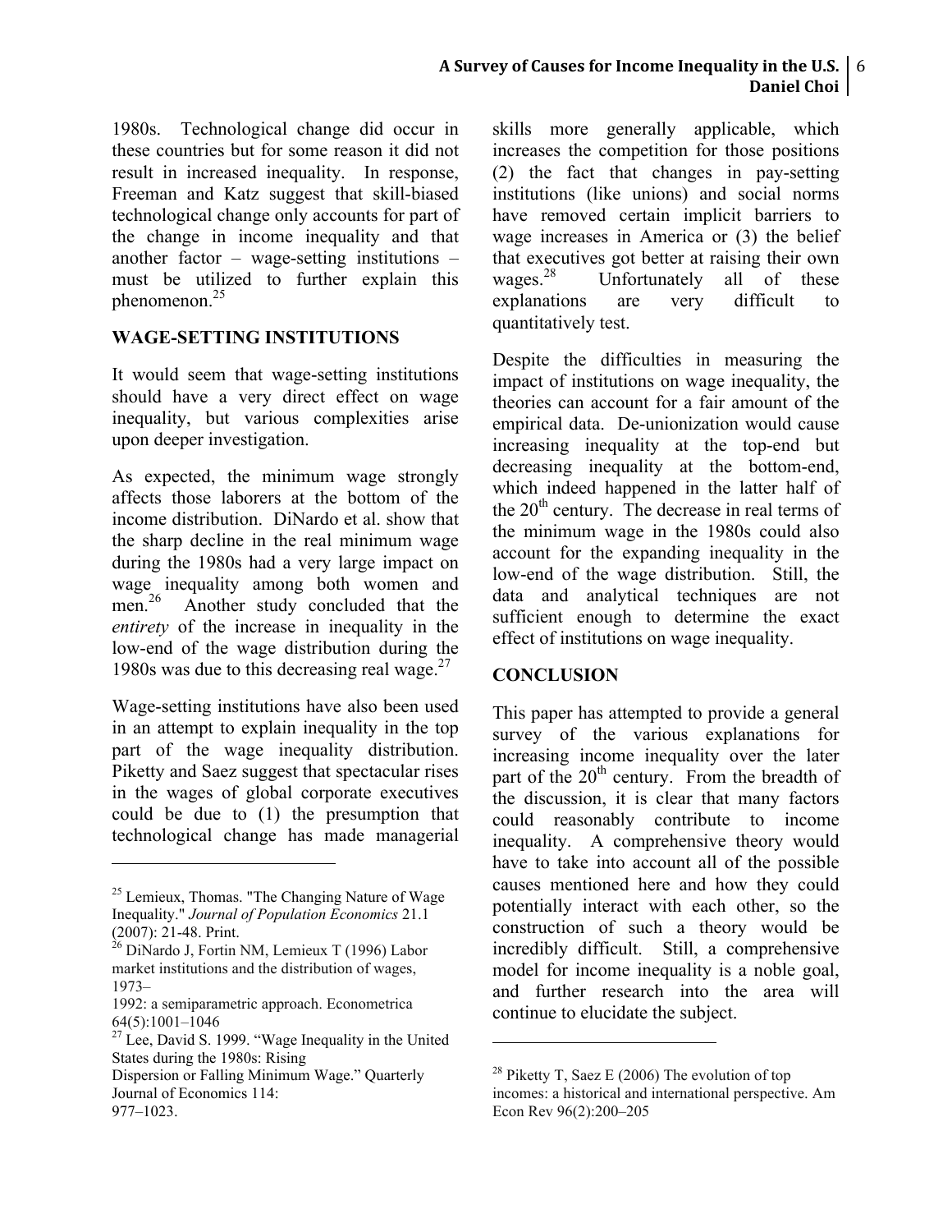1980s. Technological change did occur in these countries but for some reason it did not result in increased inequality. In response, Freeman and Katz suggest that skill-biased technological change only accounts for part of the change in income inequality and that another factor – wage-setting institutions – must be utilized to further explain this phenomenon.[25]

## WAGE-SETTING INSTITUTIONS

It would seem that wage-setting institutions should have a very direct effect on wage inequality, but various complexities arise upon deeper investigation.

As expected, the minimum wage strongly affects those laborers at the bottom of the income distribution. DiNardo et al. show that the sharp decline in the real minimum wage during the 1980s had a very large impact on wage inequality among both women and men.[26] Another study concluded that the *entirety* of the increase in inequality in the low-end of the wage distribution during the 1980s was due to this decreasing real wage.[27]

Wage-setting institutions have also been used in an attempt to explain inequality in the top part of the wage inequality distribution. Piketty and Saez suggest that spectacular rises in the wages of global corporate executives could be due to (1) the presumption that technological change has made managerial skills more generally applicable, which increases the competition for those positions (2) the fact that changes in pay-setting institutions (like unions) and social norms have removed certain implicit barriers to wage increases in America or (3) the belief that executives got better at raising their own wages.[28] Unfortunately all of these explanations are very difficult to quantitatively test.

Despite the difficulties in measuring the impact of institutions on wage inequality, the theories can account for a fair amount of the empirical data. De-unionization would cause increasing inequality at the top-end but decreasing inequality at the bottom-end, which indeed happened in the latter half of the 20th century. The decrease in real terms of the minimum wage in the 1980s could also account for the expanding inequality in the low-end of the wage distribution. Still, the data and analytical techniques are not sufficient enough to determine the exact effect of institutions on wage inequality.

## CONCLUSION

This paper has attempted to provide a general survey of the various explanations for increasing income inequality over the later part of the 20th century. From the breadth of the discussion, it is clear that many factors could reasonably contribute to income inequality. A comprehensive theory would have to take into account all of the possible causes mentioned here and how they could potentially interact with each other, so the construction of such a theory would be incredibly difficult. Still, a comprehensive model for income inequality is a noble goal, and further research into the area will continue to elucidate the subject.

---

[25] Lemieux, Thomas. "The Changing Nature of Wage Inequality." *Journal of Population Economics* 21.1 (2007): 21-48. Print.

[26] DiNardo J, Fortin NM, Lemieux T (1996) Labor market institutions and the distribution of wages, 1973–
1992: a semiparametric approach. Econometrica 64(5):1001–1046

[27] Lee, David S. 1999. "Wage Inequality in the United States during the 1980s: Rising
Dispersion or Falling Minimum Wage." Quarterly Journal of Economics 114:
977–1023.

[28] Piketty T, Saez E (2006) The evolution of top incomes: a historical and international perspective. Am Econ Rev 96(2):200–205